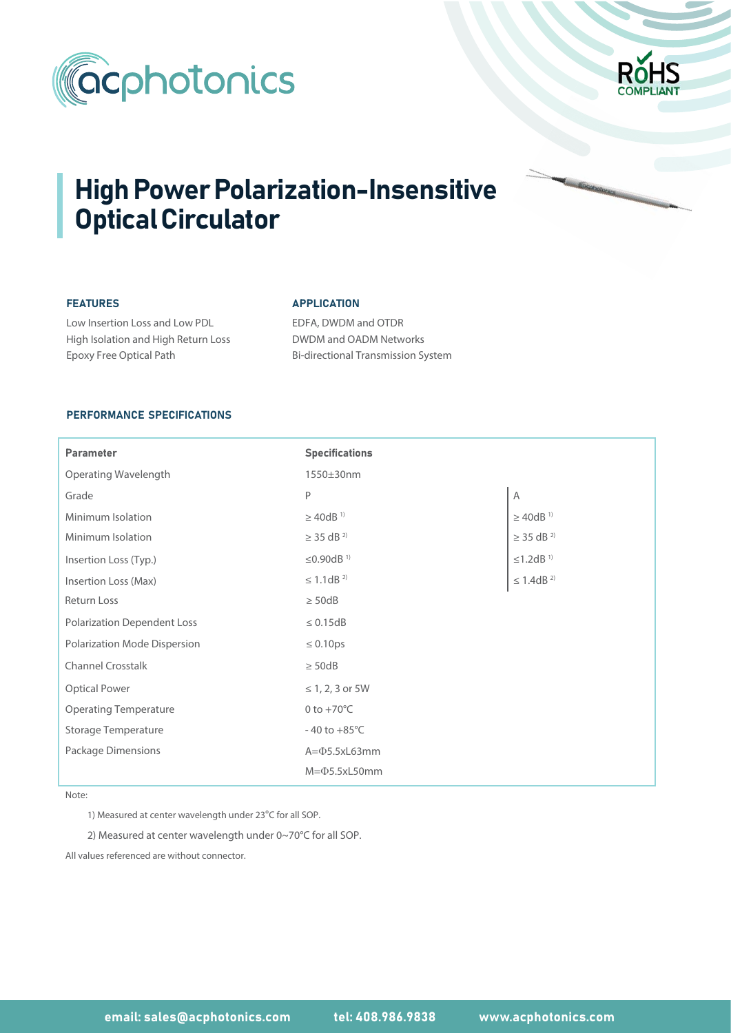# High Power Polarization-Insensitive Optical Circulator

### FEATURES

Low Insertion Loss and Low PDL
High Isolation and High Return Loss
Epoxy Free Optical Path

### APPLICATION

EDFA, DWDM and OTDR
DWDM and OADM Networks
Bi-directional Transmission System

### PERFORMANCE SPECIFICATIONS

| Parameter | Specifications | |
|---|---|---|
| Operating Wavelength | 1550±30nm | |
| Grade | P | A |
| Minimum Isolation | ≥ 40dB [1] | ≥ 40dB [1] |
| Minimum Isolation | ≥ 35 dB [2] | ≥ 35 dB [2] |
| Insertion Loss (Typ.) | ≤0.90dB [1] | ≤1.2dB [1] |
| Insertion Loss (Max) | ≤ 1.1dB [2] | ≤ 1.4dB [2] |
| Return Loss | ≥ 50dB | |
| Polarization Dependent Loss | ≤ 0.15dB | |
| Polarization Mode Dispersion | ≤ 0.10ps | |
| Channel Crosstalk | ≥ 50dB | |
| Optical Power | ≤ 1, 2, 3 or 5W | |
| Operating Temperature | 0 to +70°C | |
| Storage Temperature | - 40 to +85°C | |
| Package Dimensions | A=Φ5.5xL63mm | |
| | M=Φ5.5xL50mm | |

Note:

1) Measured at center wavelength under 23°C for all SOP.

2) Measured at center wavelength under 0~70°C for all SOP.

All values referenced are without connector.

email: sales@acphotonics.com tel: 408.986.9838 www.acphotonics.com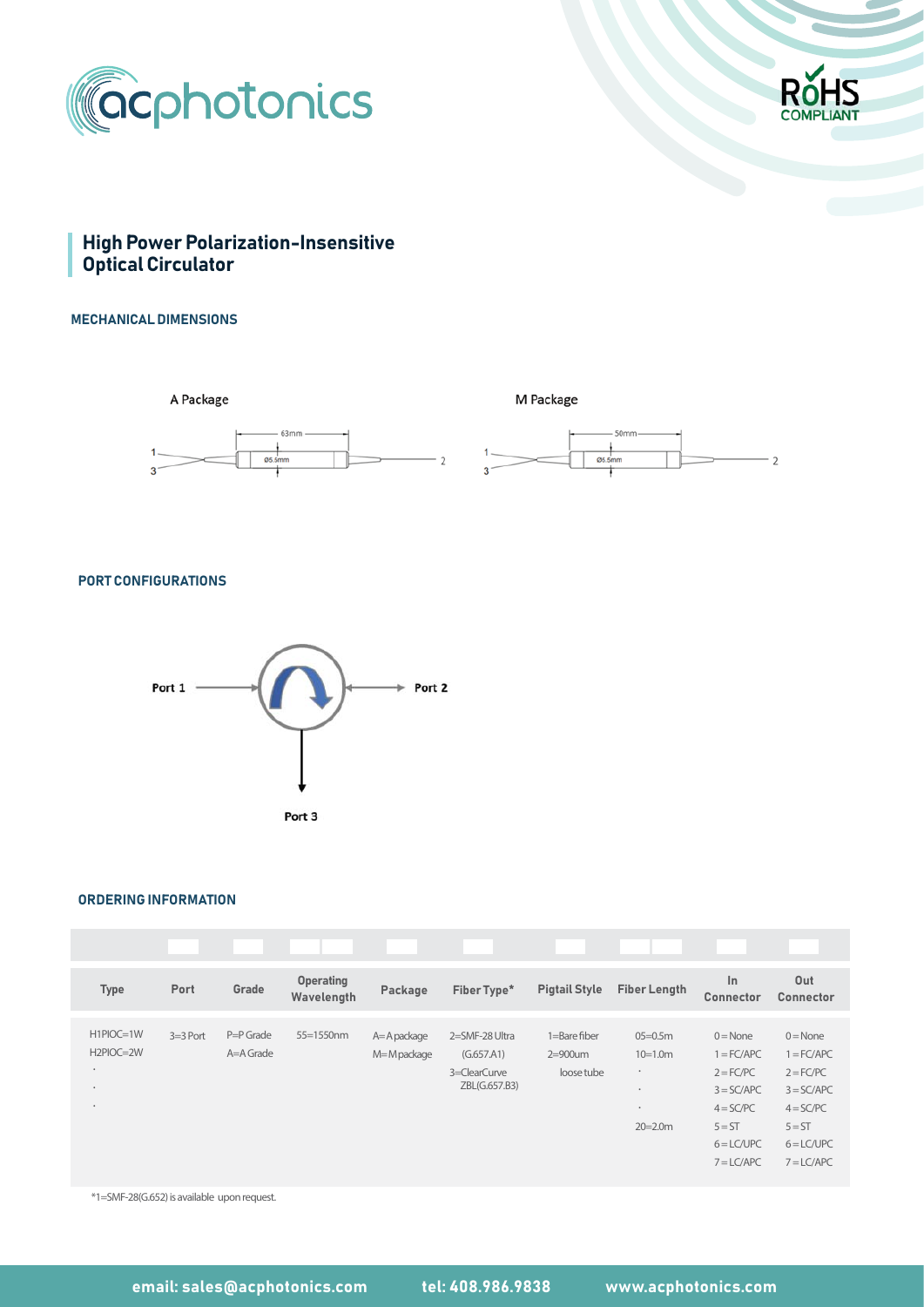# High Power Polarization-Insensitive Optical Circulator

## MECHANICAL DIMENSIONS

A Package

63mm
Ø5.5mm
1
3
2

M Package

50mm
Ø5.5mm
1
3
2

## PORT CONFIGURATIONS

Port 1
Port 2
Port 3

## ORDERING INFORMATION

| Type | Port | Grade | Operating Wavelength | Package | Fiber Type* | Pigtail Style | Fiber Length | In Connector | Out Connector |
|---|---|---|---|---|---|---|---|---|---|
| H1PIOC=1W<br>H2PIOC=2W<br>·<br>·<br>· | 3=3 Port | P=P Grade<br>A=A Grade | 55=1550nm | A=A package<br>M=M package | 2=SMF-28 Ultra (G.657.A1)<br>3=ClearCurve ZBL(G.657.B3) | 1=Bare fiber<br>2=900um loose tube | 05=0.5m<br>10=1.0m<br>·<br>·<br>·<br>20=2.0m | 0=None<br>1=FC/APC<br>2=FC/PC<br>3=SC/APC<br>4=SC/PC<br>5=ST<br>6=LC/UPC<br>7=LC/APC | 0=None<br>1=FC/APC<br>2=FC/PC<br>3=SC/APC<br>4=SC/PC<br>5=ST<br>6=LC/UPC<br>7=LC/APC |

*1=SMF-28(G.652) is available upon request.

**email: sales@acphotonics.com** **tel: 408.986.9838** **www.acphotonics.com**